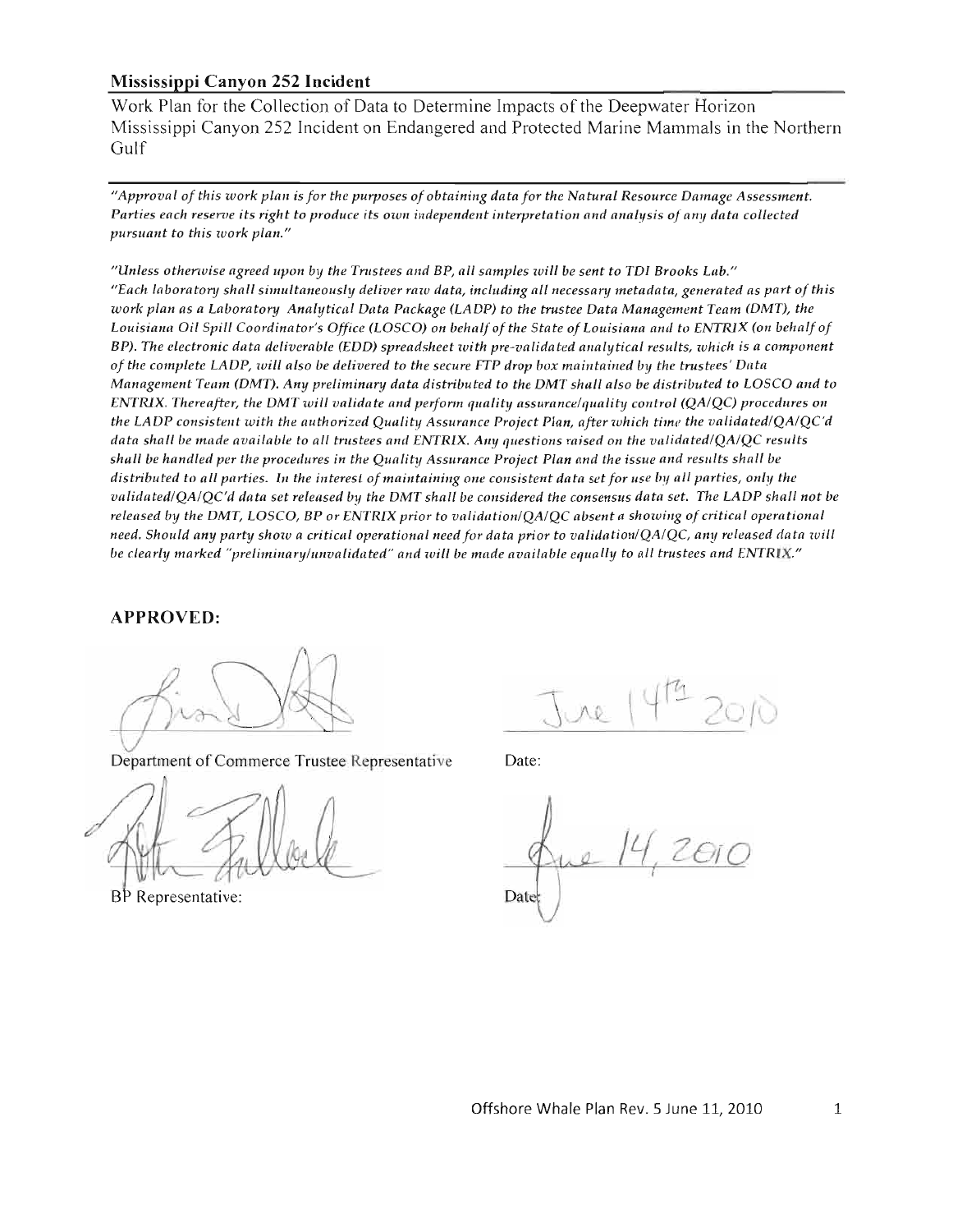**Mississippi Canyon 252 Incident**

Work Plan for the Collection of Data to Determine Impacts of the Deepwater Horizon Mississippi Canyon 252 Incident on Endangered and Protected Marine Mammals in the Northern Gulf

---

*"Approval of this work plan is for the purposes of obtaining data for the Natural Resource Damage Assessment. Parties each reserve its right to produce its own independent interpretation and analysis of any data collected pursuant to this work plan."*

*"Unless otherwise agreed upon by the Trustees and BP, all samples will be sent to TDI Brooks Lab."*

*"Each laboratory shall simultaneously deliver raw data, including all necessary metadata, generated as part of this work plan as a Laboratory Analytical Data Package (LADP) to the trustee Data Management Team (DMT), the Louisiana Oil Spill Coordinator's Office (LOSCO) on behalf of the State of Louisiana and to ENTRIX (on behalf of BP). The electronic data deliverable (EDD) spreadsheet with pre-validated analytical results, which is a component of the complete LADP, will also be delivered to the secure FTP drop box maintained by the trustees' Data Management Team (DMT). Any preliminary data distributed to the DMT shall also be distributed to LOSCO and to ENTRIX. Thereafter, the DMT will validate and perform quality assurance/quality control (QA/QC) procedures on the LADP consistent with the authorized Quality Assurance Project Plan, after which time the validated/QA/QC'd data shall be made available to all trustees and ENTRIX. Any questions raised on the validated/QA/QC results shall be handled per the procedures in the Quality Assurance Project Plan and the issue and results shall be distributed to all parties. In the interest of maintaining one consistent data set for use by all parties, only the validated/QA/QC'd data set released by the DMT shall be considered the consensus data set. The LADP shall not be released by the DMT, LOSCO, BP or ENTRIX prior to validation/QA/QC absent a showing of critical operational need. Should any party show a critical operational need for data prior to validation/QA/QC, any released data will be clearly marked "preliminary/unvalidated" and will be made available equally to all trustees and ENTRIX."*

**APPROVED:**

Department of Commerce Trustee Representative — Date: June 14th 2010

BP Representative: — Date: June 14, 2010

Offshore Whale Plan Rev. 5 June 11, 2010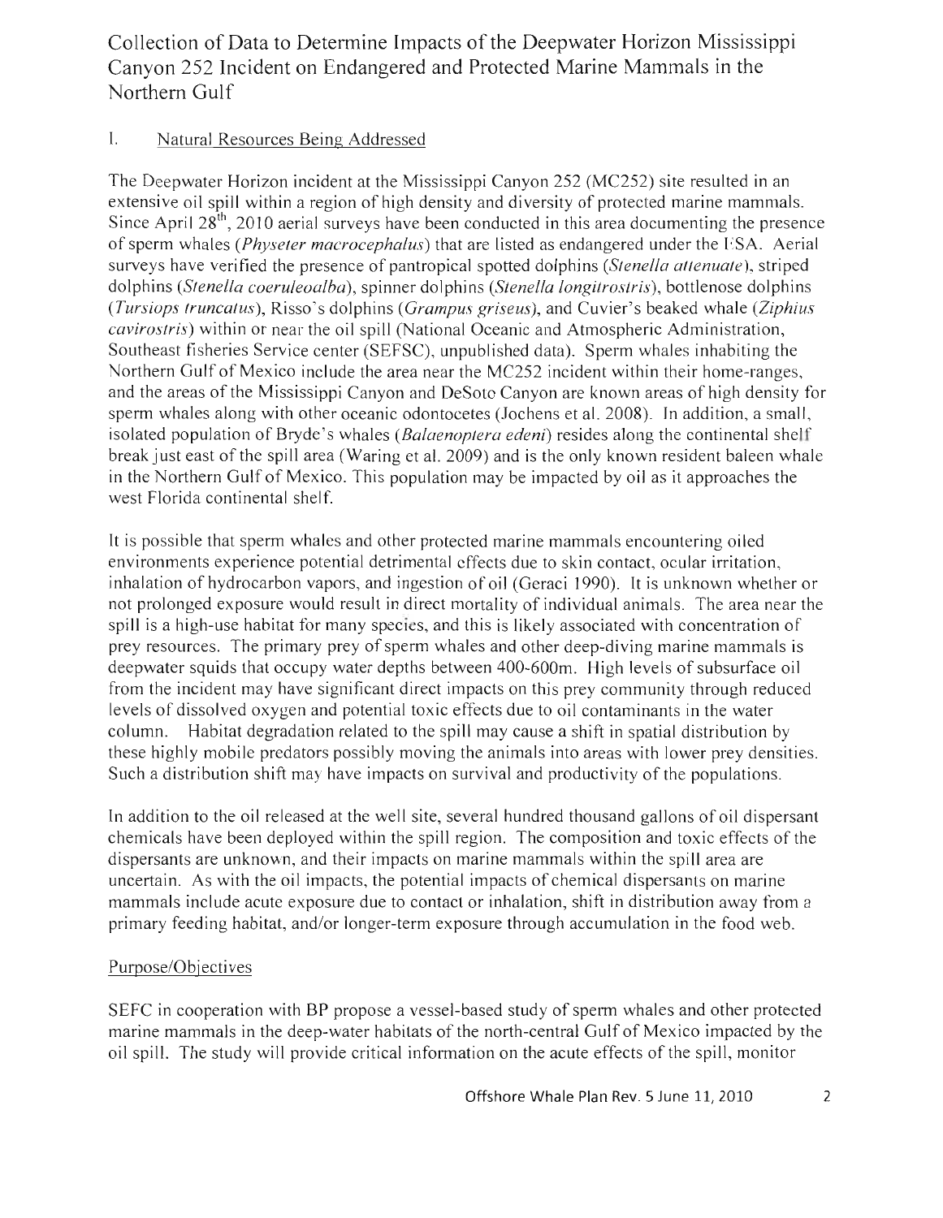# Collection of Data to Determine Impacts of the Deepwater Horizon Mississippi Canyon 252 Incident on Endangered and Protected Marine Mammals in the Northern Gulf

## I. Natural Resources Being Addressed

The Deepwater Horizon incident at the Mississippi Canyon 252 (MC252) site resulted in an extensive oil spill within a region of high density and diversity of protected marine mammals. Since April 28th, 2010 aerial surveys have been conducted in this area documenting the presence of sperm whales (*Physeter macrocephalus*) that are listed as endangered under the ESA. Aerial surveys have verified the presence of pantropical spotted dolphins (*Stenella attenuate*), striped dolphins (*Stenella coeruleoalba*), spinner dolphins (*Stenella longirostris*), bottlenose dolphins (*Tursiops truncatus*), Risso's dolphins (*Grampus griseus*), and Cuvier's beaked whale (*Ziphius cavirostris*) within or near the oil spill (National Oceanic and Atmospheric Administration, Southeast fisheries Service center (SEFSC), unpublished data). Sperm whales inhabiting the Northern Gulf of Mexico include the area near the MC252 incident within their home-ranges, and the areas of the Mississippi Canyon and DeSoto Canyon are known areas of high density for sperm whales along with other oceanic odontocetes (Jochens et al. 2008). In addition, a small, isolated population of Bryde's whales (*Balaenoptera edeni*) resides along the continental shelf break just east of the spill area (Waring et al. 2009) and is the only known resident baleen whale in the Northern Gulf of Mexico. This population may be impacted by oil as it approaches the west Florida continental shelf.

It is possible that sperm whales and other protected marine mammals encountering oiled environments experience potential detrimental effects due to skin contact, ocular irritation, inhalation of hydrocarbon vapors, and ingestion of oil (Geraci 1990). It is unknown whether or not prolonged exposure would result in direct mortality of individual animals. The area near the spill is a high-use habitat for many species, and this is likely associated with concentration of prey resources. The primary prey of sperm whales and other deep-diving marine mammals is deepwater squids that occupy water depths between 400-600m. High levels of subsurface oil from the incident may have significant direct impacts on this prey community through reduced levels of dissolved oxygen and potential toxic effects due to oil contaminants in the water column. Habitat degradation related to the spill may cause a shift in spatial distribution by these highly mobile predators possibly moving the animals into areas with lower prey densities. Such a distribution shift may have impacts on survival and productivity of the populations.

In addition to the oil released at the well site, several hundred thousand gallons of oil dispersant chemicals have been deployed within the spill region. The composition and toxic effects of the dispersants are unknown, and their impacts on marine mammals within the spill area are uncertain. As with the oil impacts, the potential impacts of chemical dispersants on marine mammals include acute exposure due to contact or inhalation, shift in distribution away from a primary feeding habitat, and/or longer-term exposure through accumulation in the food web.

### Purpose/Objectives

SEFC in cooperation with BP propose a vessel-based study of sperm whales and other protected marine mammals in the deep-water habitats of the north-central Gulf of Mexico impacted by the oil spill. The study will provide critical information on the acute effects of the spill, monitor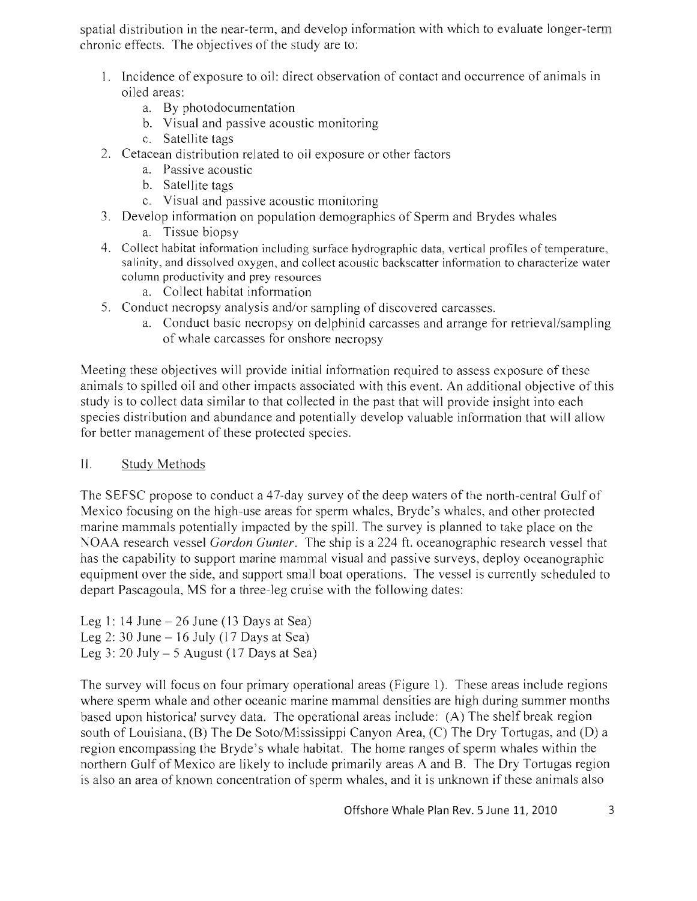spatial distribution in the near-term, and develop information with which to evaluate longer-term chronic effects. The objectives of the study are to:

1. Incidence of exposure to oil: direct observation of contact and occurrence of animals in oiled areas:
    a. By photodocumentation
    b. Visual and passive acoustic monitoring
    c. Satellite tags
2. Cetacean distribution related to oil exposure or other factors
    a. Passive acoustic
    b. Satellite tags
    c. Visual and passive acoustic monitoring
3. Develop information on population demographics of Sperm and Brydes whales
    a. Tissue biopsy
4. Collect habitat information including surface hydrographic data, vertical profiles of temperature, salinity, and dissolved oxygen, and collect acoustic backscatter information to characterize water column productivity and prey resources
    a. Collect habitat information
5. Conduct necropsy analysis and/or sampling of discovered carcasses.
    a. Conduct basic necropsy on delphinid carcasses and arrange for retrieval/sampling of whale carcasses for onshore necropsy

Meeting these objectives will provide initial information required to assess exposure of these animals to spilled oil and other impacts associated with this event. An additional objective of this study is to collect data similar to that collected in the past that will provide insight into each species distribution and abundance and potentially develop valuable information that will allow for better management of these protected species.

## II. Study Methods

The SEFSC propose to conduct a 47-day survey of the deep waters of the north-central Gulf of Mexico focusing on the high-use areas for sperm whales, Bryde's whales, and other protected marine mammals potentially impacted by the spill. The survey is planned to take place on the NOAA research vessel *Gordon Gunter*. The ship is a 224 ft. oceanographic research vessel that has the capability to support marine mammal visual and passive surveys, deploy oceanographic equipment over the side, and support small boat operations. The vessel is currently scheduled to depart Pascagoula, MS for a three-leg cruise with the following dates:

Leg 1: 14 June – 26 June (13 Days at Sea)
Leg 2: 30 June – 16 July (17 Days at Sea)
Leg 3: 20 July – 5 August (17 Days at Sea)

The survey will focus on four primary operational areas (Figure 1). These areas include regions where sperm whale and other oceanic marine mammal densities are high during summer months based upon historical survey data. The operational areas include: (A) The shelf break region south of Louisiana, (B) The De Soto/Mississippi Canyon Area, (C) The Dry Tortugas, and (D) a region encompassing the Bryde's whale habitat. The home ranges of sperm whales within the northern Gulf of Mexico are likely to include primarily areas A and B. The Dry Tortugas region is also an area of known concentration of sperm whales, and it is unknown if these animals also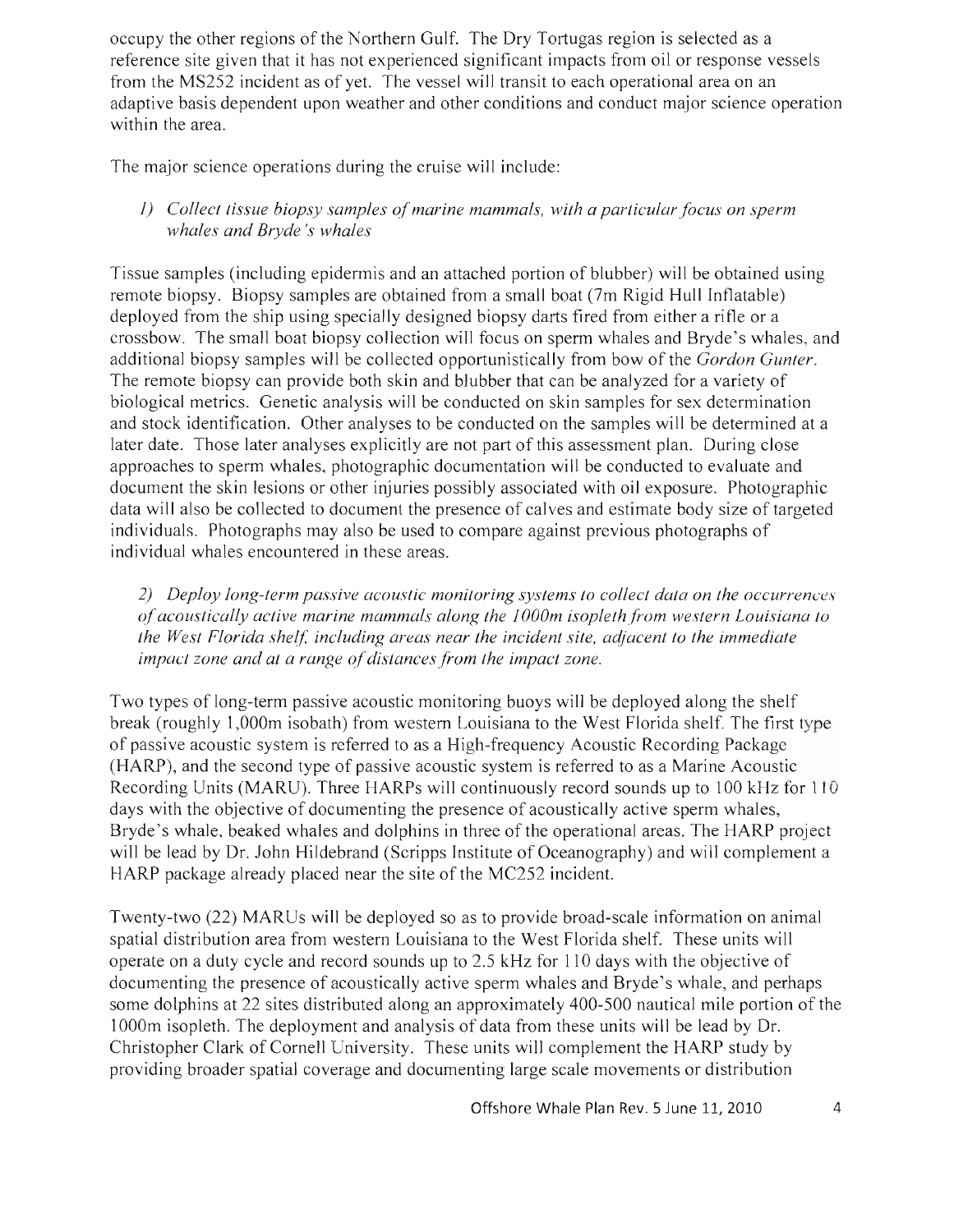occupy the other regions of the Northern Gulf. The Dry Tortugas region is selected as a reference site given that it has not experienced significant impacts from oil or response vessels from the MS252 incident as of yet. The vessel will transit to each operational area on an adaptive basis dependent upon weather and other conditions and conduct major science operation within the area.

The major science operations during the cruise will include:

*1) Collect tissue biopsy samples of marine mammals, with a particular focus on sperm whales and Bryde's whales*

Tissue samples (including epidermis and an attached portion of blubber) will be obtained using remote biopsy. Biopsy samples are obtained from a small boat (7m Rigid Hull Inflatable) deployed from the ship using specially designed biopsy darts fired from either a rifle or a crossbow. The small boat biopsy collection will focus on sperm whales and Bryde's whales, and additional biopsy samples will be collected opportunistically from bow of the *Gordon Gunter*. The remote biopsy can provide both skin and blubber that can be analyzed for a variety of biological metrics. Genetic analysis will be conducted on skin samples for sex determination and stock identification. Other analyses to be conducted on the samples will be determined at a later date. Those later analyses explicitly are not part of this assessment plan. During close approaches to sperm whales, photographic documentation will be conducted to evaluate and document the skin lesions or other injuries possibly associated with oil exposure. Photographic data will also be collected to document the presence of calves and estimate body size of targeted individuals. Photographs may also be used to compare against previous photographs of individual whales encountered in these areas.

*2) Deploy long-term passive acoustic monitoring systems to collect data on the occurrences of acoustically active marine mammals along the 1000m isopleth from western Louisiana to the West Florida shelf, including areas near the incident site, adjacent to the immediate impact zone and at a range of distances from the impact zone.*

Two types of long-term passive acoustic monitoring buoys will be deployed along the shelf break (roughly 1,000m isobath) from western Louisiana to the West Florida shelf. The first type of passive acoustic system is referred to as a High-frequency Acoustic Recording Package (HARP), and the second type of passive acoustic system is referred to as a Marine Acoustic Recording Units (MARU). Three HARPs will continuously record sounds up to 100 kHz for 110 days with the objective of documenting the presence of acoustically active sperm whales, Bryde's whale, beaked whales and dolphins in three of the operational areas. The HARP project will be lead by Dr. John Hildebrand (Scripps Institute of Oceanography) and will complement a HARP package already placed near the site of the MC252 incident.

Twenty-two (22) MARUs will be deployed so as to provide broad-scale information on animal spatial distribution area from western Louisiana to the West Florida shelf. These units will operate on a duty cycle and record sounds up to 2.5 kHz for 110 days with the objective of documenting the presence of acoustically active sperm whales and Bryde's whale, and perhaps some dolphins at 22 sites distributed along an approximately 400-500 nautical mile portion of the 1000m isopleth. The deployment and analysis of data from these units will be lead by Dr. Christopher Clark of Cornell University. These units will complement the HARP study by providing broader spatial coverage and documenting large scale movements or distribution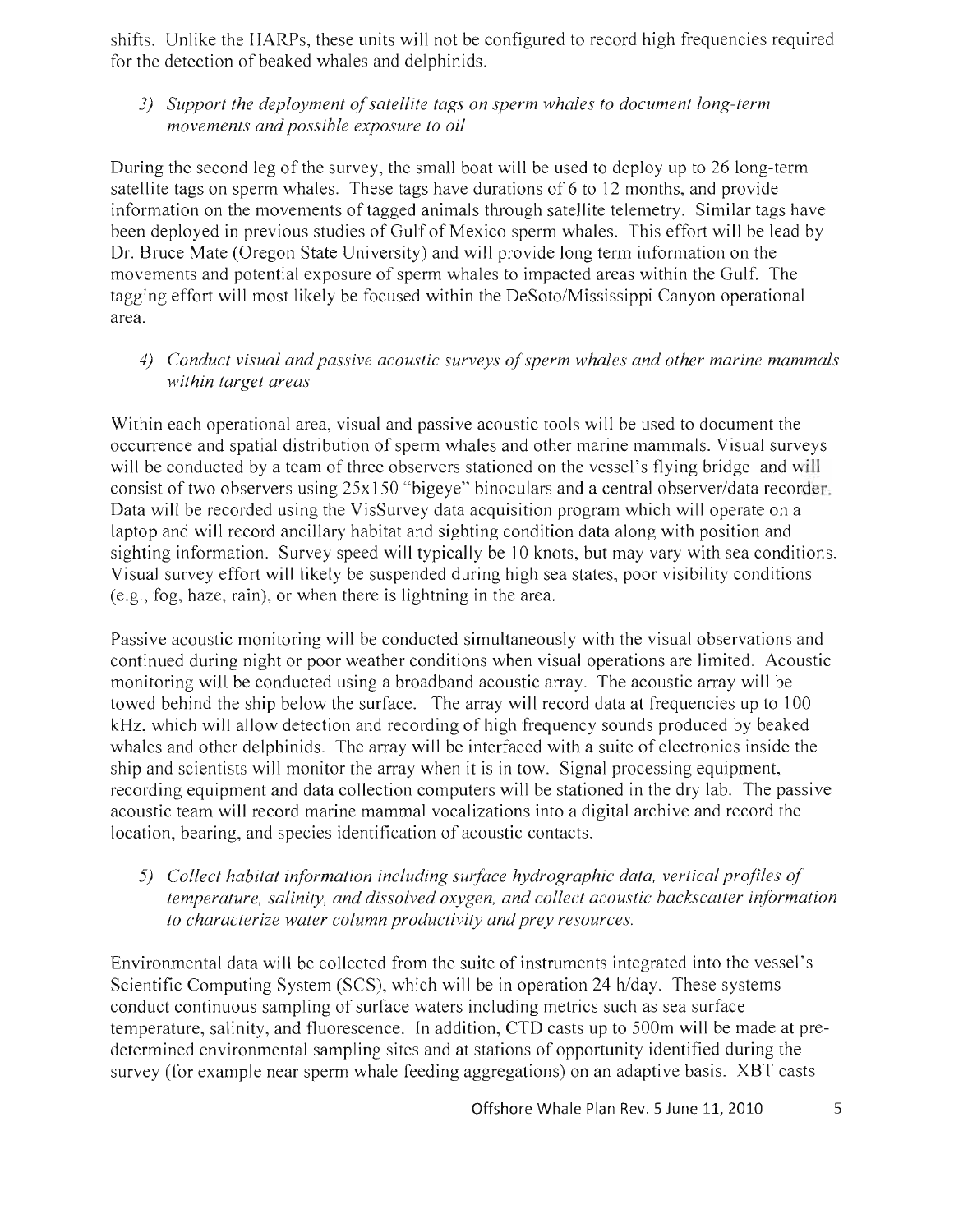shifts. Unlike the HARPs, these units will not be configured to record high frequencies required for the detection of beaked whales and delphinids.

3) *Support the deployment of satellite tags on sperm whales to document long-term movements and possible exposure to oil*

During the second leg of the survey, the small boat will be used to deploy up to 26 long-term satellite tags on sperm whales. These tags have durations of 6 to 12 months, and provide information on the movements of tagged animals through satellite telemetry. Similar tags have been deployed in previous studies of Gulf of Mexico sperm whales. This effort will be lead by Dr. Bruce Mate (Oregon State University) and will provide long term information on the movements and potential exposure of sperm whales to impacted areas within the Gulf. The tagging effort will most likely be focused within the DeSoto/Mississippi Canyon operational area.

4) *Conduct visual and passive acoustic surveys of sperm whales and other marine mammals within target areas*

Within each operational area, visual and passive acoustic tools will be used to document the occurrence and spatial distribution of sperm whales and other marine mammals. Visual surveys will be conducted by a team of three observers stationed on the vessel's flying bridge and will consist of two observers using 25x150 "bigeye" binoculars and a central observer/data recorder. Data will be recorded using the VisSurvey data acquisition program which will operate on a laptop and will record ancillary habitat and sighting condition data along with position and sighting information. Survey speed will typically be 10 knots, but may vary with sea conditions. Visual survey effort will likely be suspended during high sea states, poor visibility conditions (e.g., fog, haze, rain), or when there is lightning in the area.

Passive acoustic monitoring will be conducted simultaneously with the visual observations and continued during night or poor weather conditions when visual operations are limited. Acoustic monitoring will be conducted using a broadband acoustic array. The acoustic array will be towed behind the ship below the surface. The array will record data at frequencies up to 100 kHz, which will allow detection and recording of high frequency sounds produced by beaked whales and other delphinids. The array will be interfaced with a suite of electronics inside the ship and scientists will monitor the array when it is in tow. Signal processing equipment, recording equipment and data collection computers will be stationed in the dry lab. The passive acoustic team will record marine mammal vocalizations into a digital archive and record the location, bearing, and species identification of acoustic contacts.

5) *Collect habitat information including surface hydrographic data, vertical profiles of temperature, salinity, and dissolved oxygen, and collect acoustic backscatter information to characterize water column productivity and prey resources.*

Environmental data will be collected from the suite of instruments integrated into the vessel's Scientific Computing System (SCS), which will be in operation 24 h/day. These systems conduct continuous sampling of surface waters including metrics such as sea surface temperature, salinity, and fluorescence. In addition, CTD casts up to 500m will be made at pre-determined environmental sampling sites and at stations of opportunity identified during the survey (for example near sperm whale feeding aggregations) on an adaptive basis. XBT casts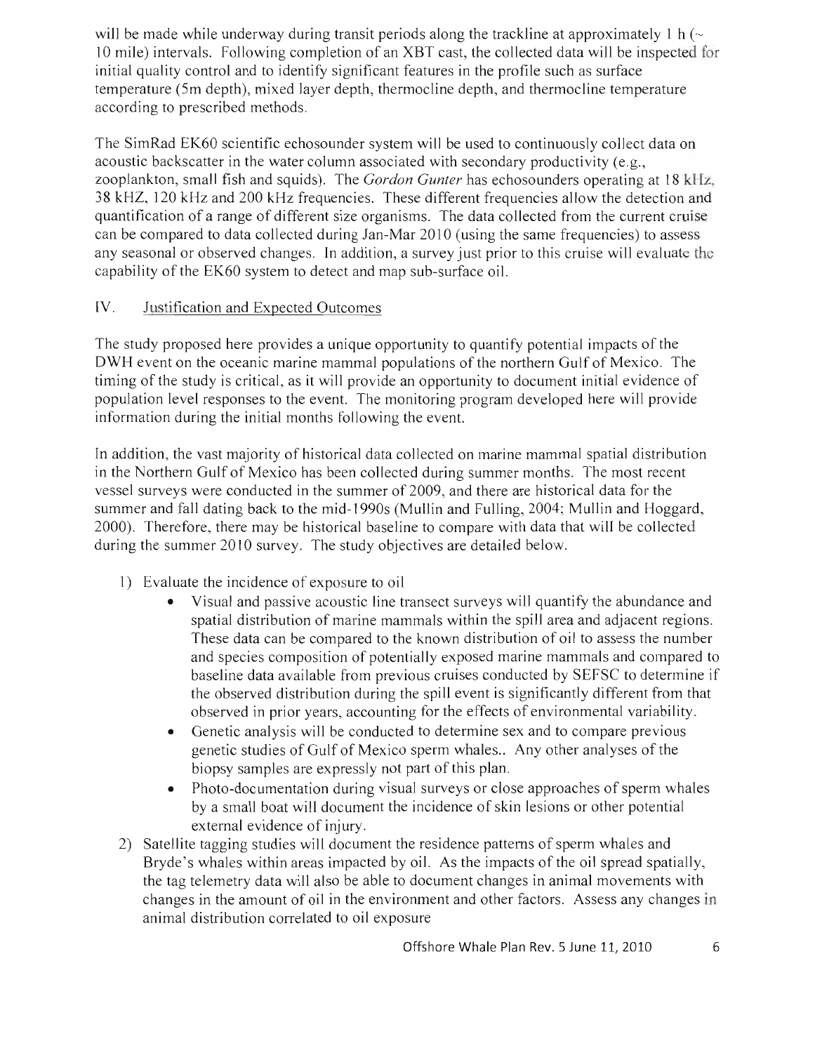will be made while underway during transit periods along the trackline at approximately 1 h (~ 10 mile) intervals. Following completion of an XBT cast, the collected data will be inspected for initial quality control and to identify significant features in the profile such as surface temperature (5m depth), mixed layer depth, thermocline depth, and thermocline temperature according to prescribed methods.

The SimRad EK60 scientific echosounder system will be used to continuously collect data on acoustic backscatter in the water column associated with secondary productivity (e.g., zooplankton, small fish and squids). The *Gordon Gunter* has echosounders operating at 18 kHz, 38 kHZ, 120 kHz and 200 kHz frequencies. These different frequencies allow the detection and quantification of a range of different size organisms. The data collected from the current cruise can be compared to data collected during Jan-Mar 2010 (using the same frequencies) to assess any seasonal or observed changes. In addition, a survey just prior to this cruise will evaluate the capability of the EK60 system to detect and map sub-surface oil.

## IV. Justification and Expected Outcomes

The study proposed here provides a unique opportunity to quantify potential impacts of the DWH event on the oceanic marine mammal populations of the northern Gulf of Mexico. The timing of the study is critical, as it will provide an opportunity to document initial evidence of population level responses to the event. The monitoring program developed here will provide information during the initial months following the event.

In addition, the vast majority of historical data collected on marine mammal spatial distribution in the Northern Gulf of Mexico has been collected during summer months. The most recent vessel surveys were conducted in the summer of 2009, and there are historical data for the summer and fall dating back to the mid-1990s (Mullin and Fulling, 2004; Mullin and Hoggard, 2000). Therefore, there may be historical baseline to compare with data that will be collected during the summer 2010 survey. The study objectives are detailed below.

1) Evaluate the incidence of exposure to oil
    - Visual and passive acoustic line transect surveys will quantify the abundance and spatial distribution of marine mammals within the spill area and adjacent regions. These data can be compared to the known distribution of oil to assess the number and species composition of potentially exposed marine mammals and compared to baseline data available from previous cruises conducted by SEFSC to determine if the observed distribution during the spill event is significantly different from that observed in prior years, accounting for the effects of environmental variability.
    - Genetic analysis will be conducted to determine sex and to compare previous genetic studies of Gulf of Mexico sperm whales.. Any other analyses of the biopsy samples are expressly not part of this plan.
    - Photo-documentation during visual surveys or close approaches of sperm whales by a small boat will document the incidence of skin lesions or other potential external evidence of injury.
2) Satellite tagging studies will document the residence patterns of sperm whales and Bryde's whales within areas impacted by oil. As the impacts of the oil spread spatially, the tag telemetry data will also be able to document changes in animal movements with changes in the amount of oil in the environment and other factors. Assess any changes in animal distribution correlated to oil exposure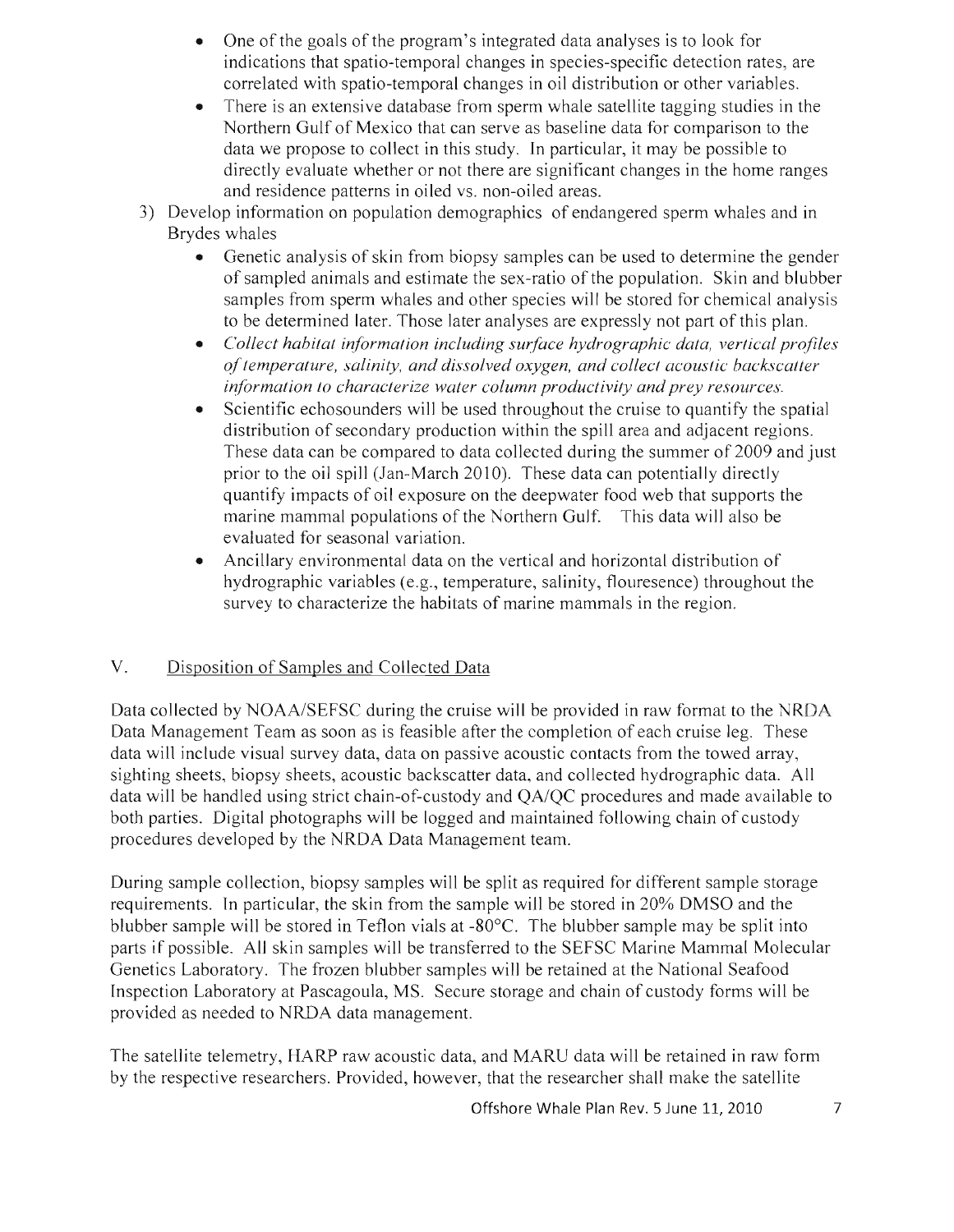- One of the goals of the program's integrated data analyses is to look for indications that spatio-temporal changes in species-specific detection rates, are correlated with spatio-temporal changes in oil distribution or other variables.
- There is an extensive database from sperm whale satellite tagging studies in the Northern Gulf of Mexico that can serve as baseline data for comparison to the data we propose to collect in this study. In particular, it may be possible to directly evaluate whether or not there are significant changes in the home ranges and residence patterns in oiled vs. non-oiled areas.

3) Develop information on population demographics of endangered sperm whales and in Brydes whales
   - Genetic analysis of skin from biopsy samples can be used to determine the gender of sampled animals and estimate the sex-ratio of the population. Skin and blubber samples from sperm whales and other species will be stored for chemical analysis to be determined later. Those later analyses are expressly not part of this plan.
   - *Collect habitat information including surface hydrographic data, vertical profiles of temperature, salinity, and dissolved oxygen, and collect acoustic backscatter information to characterize water column productivity and prey resources.*
   - Scientific echosounders will be used throughout the cruise to quantify the spatial distribution of secondary production within the spill area and adjacent regions. These data can be compared to data collected during the summer of 2009 and just prior to the oil spill (Jan-March 2010). These data can potentially directly quantify impacts of oil exposure on the deepwater food web that supports the marine mammal populations of the Northern Gulf. This data will also be evaluated for seasonal variation.
   - Ancillary environmental data on the vertical and horizontal distribution of hydrographic variables (e.g., temperature, salinity, flouresence) throughout the survey to characterize the habitats of marine mammals in the region.

## V. Disposition of Samples and Collected Data

Data collected by NOAA/SEFSC during the cruise will be provided in raw format to the NRDA Data Management Team as soon as is feasible after the completion of each cruise leg. These data will include visual survey data, data on passive acoustic contacts from the towed array, sighting sheets, biopsy sheets, acoustic backscatter data, and collected hydrographic data. All data will be handled using strict chain-of-custody and QA/QC procedures and made available to both parties. Digital photographs will be logged and maintained following chain of custody procedures developed by the NRDA Data Management team.

During sample collection, biopsy samples will be split as required for different sample storage requirements. In particular, the skin from the sample will be stored in 20% DMSO and the blubber sample will be stored in Teflon vials at -80°C. The blubber sample may be split into parts if possible. All skin samples will be transferred to the SEFSC Marine Mammal Molecular Genetics Laboratory. The frozen blubber samples will be retained at the National Seafood Inspection Laboratory at Pascagoula, MS. Secure storage and chain of custody forms will be provided as needed to NRDA data management.

The satellite telemetry, HARP raw acoustic data, and MARU data will be retained in raw form by the respective researchers. Provided, however, that the researcher shall make the satellite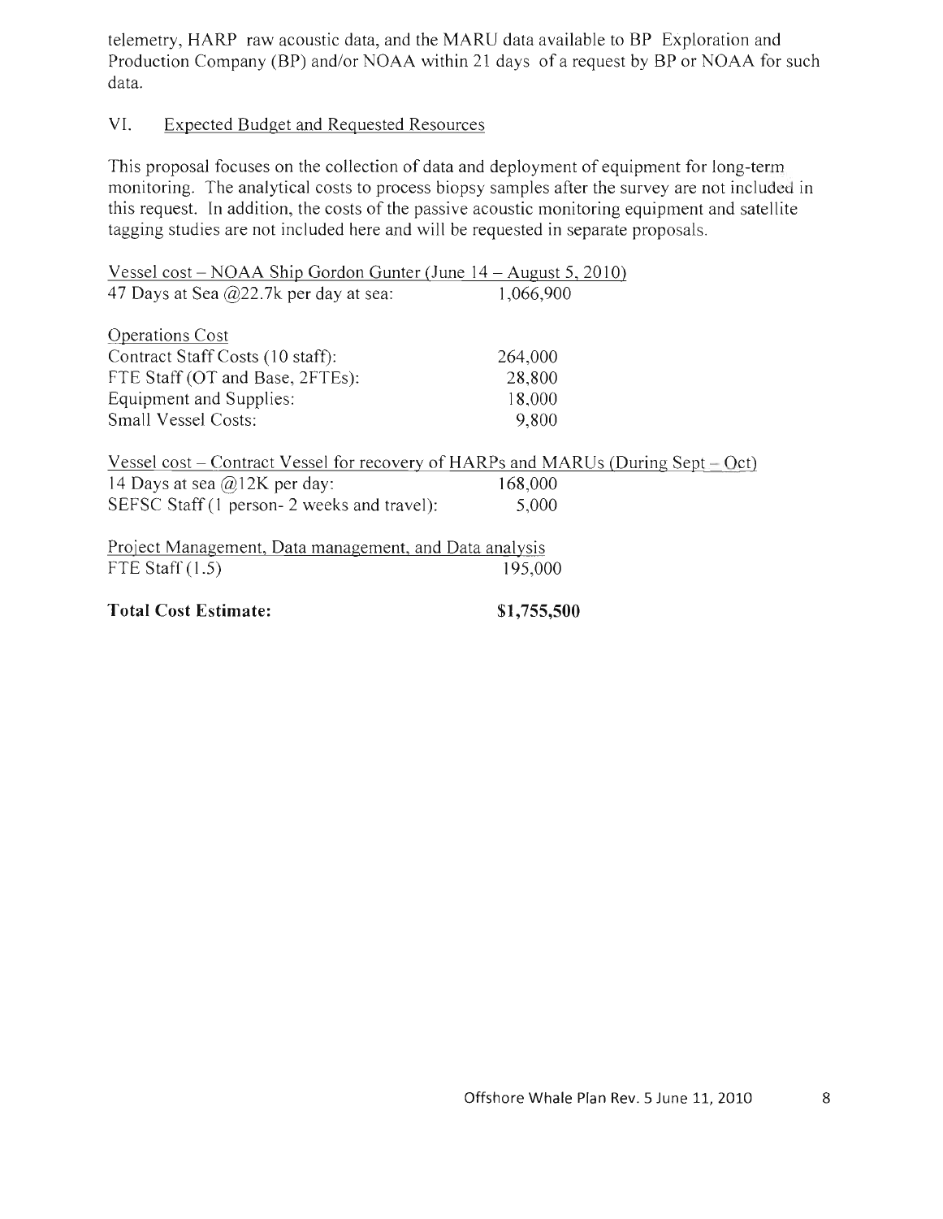telemetry, HARP raw acoustic data, and the MARU data available to BP Exploration and Production Company (BP) and/or NOAA within 21 days of a request by BP or NOAA for such data.

## VI. Expected Budget and Requested Resources

This proposal focuses on the collection of data and deployment of equipment for long-term monitoring. The analytical costs to process biopsy samples after the survey are not included in this request. In addition, the costs of the passive acoustic monitoring equipment and satellite tagging studies are not included here and will be requested in separate proposals.

| Vessel cost – NOAA Ship Gordon Gunter (June 14 – August 5, 2010) | |
|---|---|
| 47 Days at Sea @22.7k per day at sea: | 1,066,900 |
| **Operations Cost** | |
| Contract Staff Costs (10 staff): | 264,000 |
| FTE Staff (OT and Base, 2FTEs): | 28,800 |
| Equipment and Supplies: | 18,000 |
| Small Vessel Costs: | 9,800 |
| **Vessel cost – Contract Vessel for recovery of HARPs and MARUs (During Sept – Oct)** | |
| 14 Days at sea @12K per day: | 168,000 |
| SEFSC Staff (1 person- 2 weeks and travel): | 5,000 |
| **Project Management, Data management, and Data analysis** | |
| FTE Staff (1.5) | 195,000 |
| **Total Cost Estimate:** | **$1,755,500** |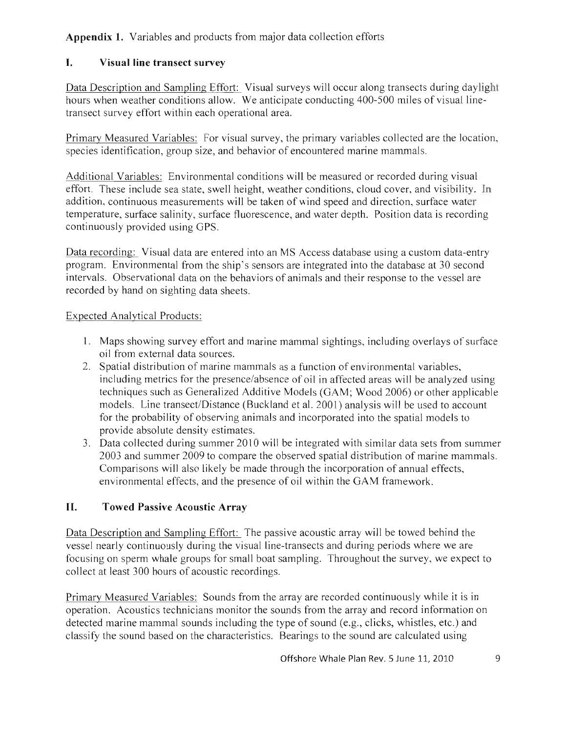**Appendix 1.** Variables and products from major data collection efforts

## I. Visual line transect survey

Data Description and Sampling Effort: Visual surveys will occur along transects during daylight hours when weather conditions allow. We anticipate conducting 400-500 miles of visual line-transect survey effort within each operational area.

Primary Measured Variables: For visual survey, the primary variables collected are the location, species identification, group size, and behavior of encountered marine mammals.

Additional Variables: Environmental conditions will be measured or recorded during visual effort. These include sea state, swell height, weather conditions, cloud cover, and visibility. In addition, continuous measurements will be taken of wind speed and direction, surface water temperature, surface salinity, surface fluorescence, and water depth. Position data is recording continuously provided using GPS.

Data recording: Visual data are entered into an MS Access database using a custom data-entry program. Environmental from the ship's sensors are integrated into the database at 30 second intervals. Observational data on the behaviors of animals and their response to the vessel are recorded by hand on sighting data sheets.

Expected Analytical Products:

1. Maps showing survey effort and marine mammal sightings, including overlays of surface oil from external data sources.
2. Spatial distribution of marine mammals as a function of environmental variables, including metrics for the presence/absence of oil in affected areas will be analyzed using techniques such as Generalized Additive Models (GAM; Wood 2006) or other applicable models. Line transect/Distance (Buckland et al. 2001) analysis will be used to account for the probability of observing animals and incorporated into the spatial models to provide absolute density estimates.
3. Data collected during summer 2010 will be integrated with similar data sets from summer 2003 and summer 2009 to compare the observed spatial distribution of marine mammals. Comparisons will also likely be made through the incorporation of annual effects, environmental effects, and the presence of oil within the GAM framework.

## II. Towed Passive Acoustic Array

Data Description and Sampling Effort: The passive acoustic array will be towed behind the vessel nearly continuously during the visual line-transects and during periods where we are focusing on sperm whale groups for small boat sampling. Throughout the survey, we expect to collect at least 300 hours of acoustic recordings.

Primary Measured Variables: Sounds from the array are recorded continuously while it is in operation. Acoustics technicians monitor the sounds from the array and record information on detected marine mammal sounds including the type of sound (e.g., clicks, whistles, etc.) and classify the sound based on the characteristics. Bearings to the sound are calculated using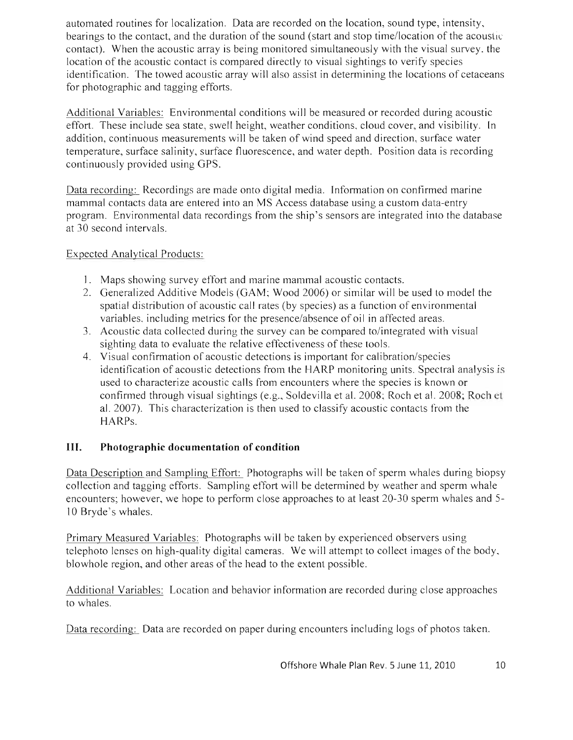automated routines for localization. Data are recorded on the location, sound type, intensity, bearings to the contact, and the duration of the sound (start and stop time/location of the acoustic contact). When the acoustic array is being monitored simultaneously with the visual survey, the location of the acoustic contact is compared directly to visual sightings to verify species identification. The towed acoustic array will also assist in determining the locations of cetaceans for photographic and tagging efforts.

Additional Variables: Environmental conditions will be measured or recorded during acoustic effort. These include sea state, swell height, weather conditions, cloud cover, and visibility. In addition, continuous measurements will be taken of wind speed and direction, surface water temperature, surface salinity, surface fluorescence, and water depth. Position data is recording continuously provided using GPS.

Data recording: Recordings are made onto digital media. Information on confirmed marine mammal contacts data are entered into an MS Access database using a custom data-entry program. Environmental data recordings from the ship's sensors are integrated into the database at 30 second intervals.

Expected Analytical Products:

1. Maps showing survey effort and marine mammal acoustic contacts.
2. Generalized Additive Models (GAM; Wood 2006) or similar will be used to model the spatial distribution of acoustic call rates (by species) as a function of environmental variables, including metrics for the presence/absence of oil in affected areas.
3. Acoustic data collected during the survey can be compared to/integrated with visual sighting data to evaluate the relative effectiveness of these tools.
4. Visual confirmation of acoustic detections is important for calibration/species identification of acoustic detections from the HARP monitoring units. Spectral analysis is used to characterize acoustic calls from encounters where the species is known or confirmed through visual sightings (e.g., Soldevilla et al. 2008; Roch et al. 2008; Roch et al. 2007). This characterization is then used to classify acoustic contacts from the HARPs.

## III. Photographic documentation of condition

Data Description and Sampling Effort: Photographs will be taken of sperm whales during biopsy collection and tagging efforts. Sampling effort will be determined by weather and sperm whale encounters; however, we hope to perform close approaches to at least 20-30 sperm whales and 5-10 Bryde's whales.

Primary Measured Variables: Photographs will be taken by experienced observers using telephoto lenses on high-quality digital cameras. We will attempt to collect images of the body, blowhole region, and other areas of the head to the extent possible.

Additional Variables: Location and behavior information are recorded during close approaches to whales.

Data recording: Data are recorded on paper during encounters including logs of photos taken.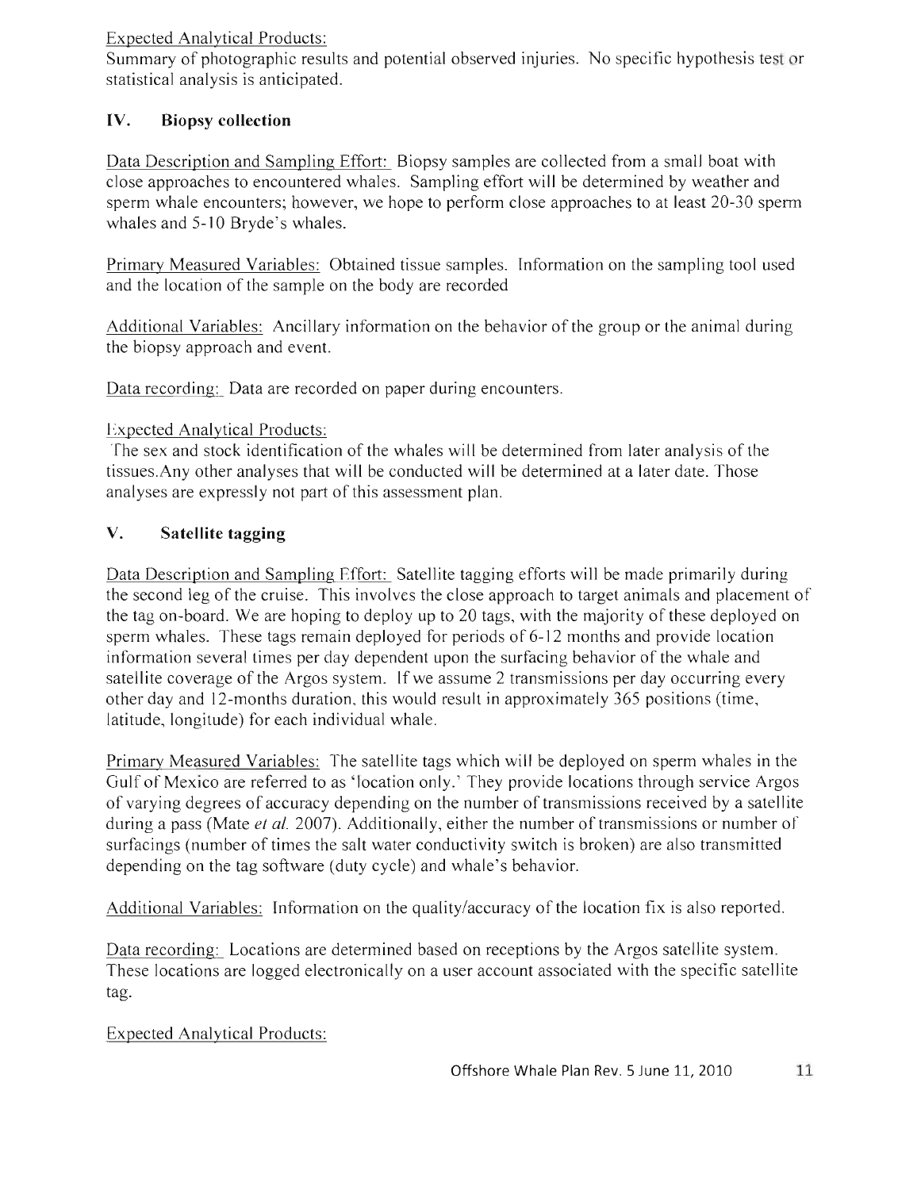Expected Analytical Products:

Summary of photographic results and potential observed injuries. No specific hypothesis test or statistical analysis is anticipated.

## IV. Biopsy collection

Data Description and Sampling Effort: Biopsy samples are collected from a small boat with close approaches to encountered whales. Sampling effort will be determined by weather and sperm whale encounters; however, we hope to perform close approaches to at least 20-30 sperm whales and 5-10 Bryde's whales.

Primary Measured Variables: Obtained tissue samples. Information on the sampling tool used and the location of the sample on the body are recorded

Additional Variables: Ancillary information on the behavior of the group or the animal during the biopsy approach and event.

Data recording: Data are recorded on paper during encounters.

Expected Analytical Products:

The sex and stock identification of the whales will be determined from later analysis of the tissues.Any other analyses that will be conducted will be determined at a later date. Those analyses are expressly not part of this assessment plan.

## V. Satellite tagging

Data Description and Sampling Effort: Satellite tagging efforts will be made primarily during the second leg of the cruise. This involves the close approach to target animals and placement of the tag on-board. We are hoping to deploy up to 20 tags, with the majority of these deployed on sperm whales. These tags remain deployed for periods of 6-12 months and provide location information several times per day dependent upon the surfacing behavior of the whale and satellite coverage of the Argos system. If we assume 2 transmissions per day occurring every other day and 12-months duration, this would result in approximately 365 positions (time, latitude, longitude) for each individual whale.

Primary Measured Variables: The satellite tags which will be deployed on sperm whales in the Gulf of Mexico are referred to as 'location only.' They provide locations through service Argos of varying degrees of accuracy depending on the number of transmissions received by a satellite during a pass (Mate *et al.* 2007). Additionally, either the number of transmissions or number of surfacings (number of times the salt water conductivity switch is broken) are also transmitted depending on the tag software (duty cycle) and whale's behavior.

Additional Variables: Information on the quality/accuracy of the location fix is also reported.

Data recording: Locations are determined based on receptions by the Argos satellite system. These locations are logged electronically on a user account associated with the specific satellite tag.

Expected Analytical Products: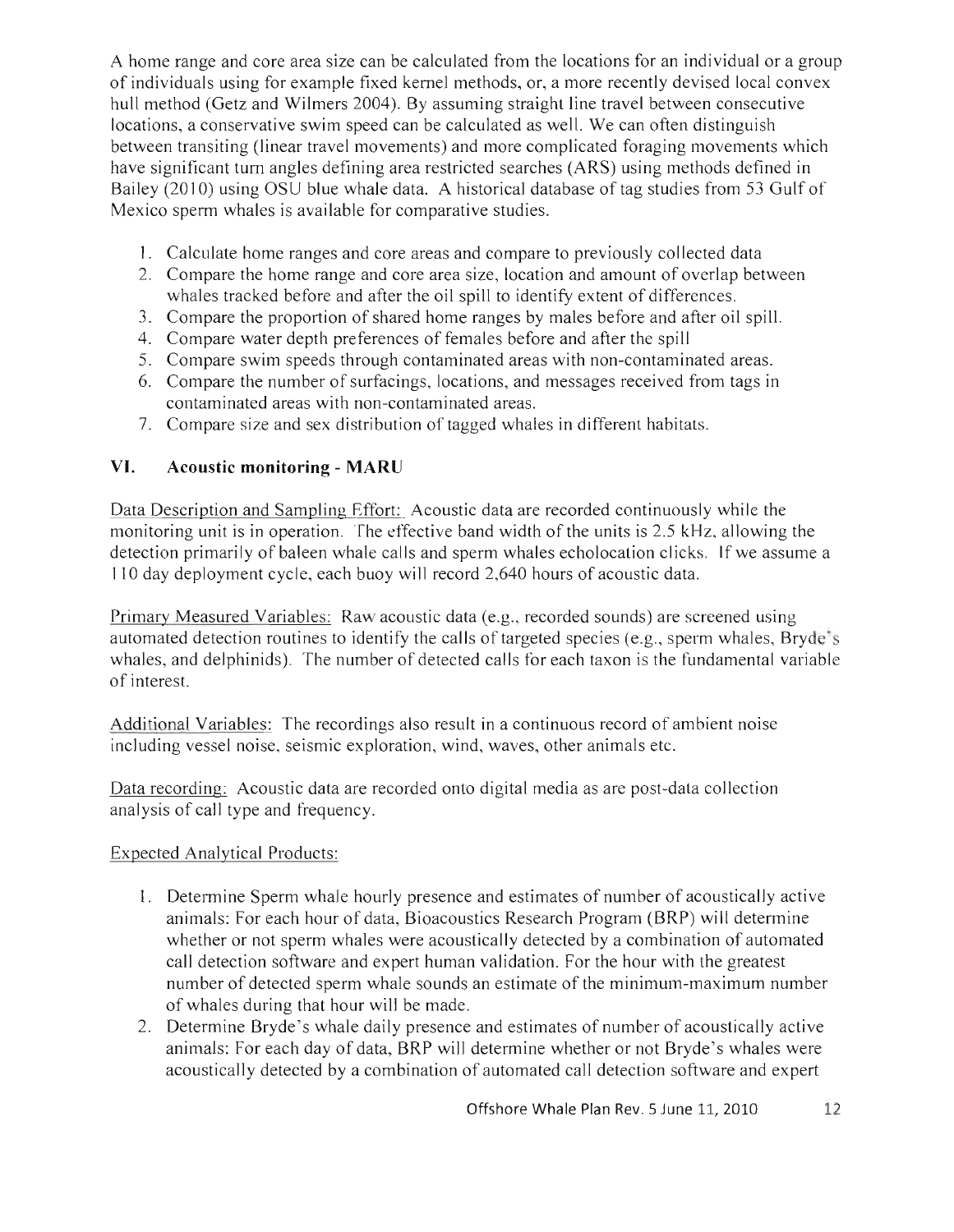A home range and core area size can be calculated from the locations for an individual or a group of individuals using for example fixed kernel methods, or, a more recently devised local convex hull method (Getz and Wilmers 2004). By assuming straight line travel between consecutive locations, a conservative swim speed can be calculated as well. We can often distinguish between transiting (linear travel movements) and more complicated foraging movements which have significant turn angles defining area restricted searches (ARS) using methods defined in Bailey (2010) using OSU blue whale data. A historical database of tag studies from 53 Gulf of Mexico sperm whales is available for comparative studies.

1. Calculate home ranges and core areas and compare to previously collected data
2. Compare the home range and core area size, location and amount of overlap between whales tracked before and after the oil spill to identify extent of differences.
3. Compare the proportion of shared home ranges by males before and after oil spill.
4. Compare water depth preferences of females before and after the spill
5. Compare swim speeds through contaminated areas with non-contaminated areas.
6. Compare the number of surfacings, locations, and messages received from tags in contaminated areas with non-contaminated areas.
7. Compare size and sex distribution of tagged whales in different habitats.

## VI. Acoustic monitoring - MARU

Data Description and Sampling Effort: Acoustic data are recorded continuously while the monitoring unit is in operation. The effective band width of the units is 2.5 kHz, allowing the detection primarily of baleen whale calls and sperm whales echolocation clicks. If we assume a 110 day deployment cycle, each buoy will record 2,640 hours of acoustic data.

Primary Measured Variables: Raw acoustic data (e.g., recorded sounds) are screened using automated detection routines to identify the calls of targeted species (e.g., sperm whales, Bryde's whales, and delphinids). The number of detected calls for each taxon is the fundamental variable of interest.

Additional Variables: The recordings also result in a continuous record of ambient noise including vessel noise, seismic exploration, wind, waves, other animals etc.

Data recording: Acoustic data are recorded onto digital media as are post-data collection analysis of call type and frequency.

Expected Analytical Products:

1. Determine Sperm whale hourly presence and estimates of number of acoustically active animals: For each hour of data, Bioacoustics Research Program (BRP) will determine whether or not sperm whales were acoustically detected by a combination of automated call detection software and expert human validation. For the hour with the greatest number of detected sperm whale sounds an estimate of the minimum-maximum number of whales during that hour will be made.
2. Determine Bryde's whale daily presence and estimates of number of acoustically active animals: For each day of data, BRP will determine whether or not Bryde's whales were acoustically detected by a combination of automated call detection software and expert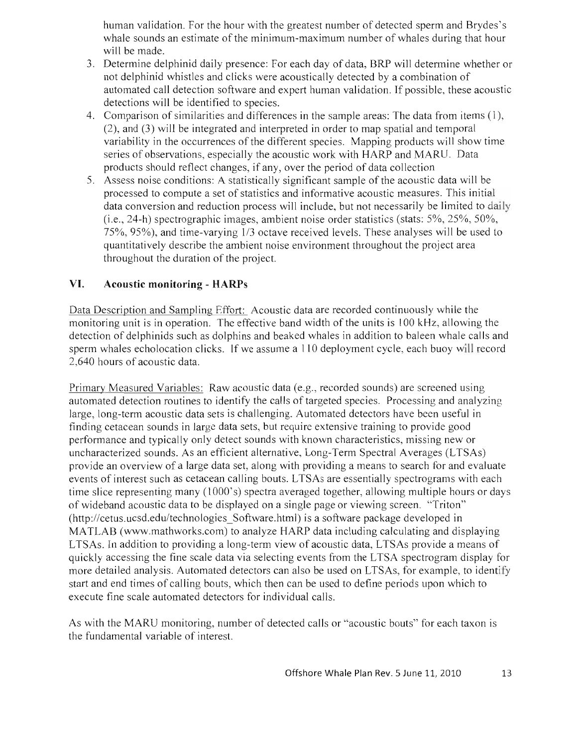human validation. For the hour with the greatest number of detected sperm and Brydes's whale sounds an estimate of the minimum-maximum number of whales during that hour will be made.

3. Determine delphinid daily presence: For each day of data, BRP will determine whether or not delphinid whistles and clicks were acoustically detected by a combination of automated call detection software and expert human validation. If possible, these acoustic detections will be identified to species.
4. Comparison of similarities and differences in the sample areas: The data from items (1), (2), and (3) will be integrated and interpreted in order to map spatial and temporal variability in the occurrences of the different species. Mapping products will show time series of observations, especially the acoustic work with HARP and MARU. Data products should reflect changes, if any, over the period of data collection
5. Assess noise conditions: A statistically significant sample of the acoustic data will be processed to compute a set of statistics and informative acoustic measures. This initial data conversion and reduction process will include, but not necessarily be limited to daily (i.e., 24-h) spectrographic images, ambient noise order statistics (stats: 5%, 25%, 50%, 75%, 95%), and time-varying 1/3 octave received levels. These analyses will be used to quantitatively describe the ambient noise environment throughout the project area throughout the duration of the project.

## VI. Acoustic monitoring - HARPs

Data Description and Sampling Effort: Acoustic data are recorded continuously while the monitoring unit is in operation. The effective band width of the units is 100 kHz, allowing the detection of delphinids such as dolphins and beaked whales in addition to baleen whale calls and sperm whales echolocation clicks. If we assume a 110 deployment cycle, each buoy will record 2,640 hours of acoustic data.

Primary Measured Variables: Raw acoustic data (e.g., recorded sounds) are screened using automated detection routines to identify the calls of targeted species. Processing and analyzing large, long-term acoustic data sets is challenging. Automated detectors have been useful in finding cetacean sounds in large data sets, but require extensive training to provide good performance and typically only detect sounds with known characteristics, missing new or uncharacterized sounds. As an efficient alternative, Long-Term Spectral Averages (LTSAs) provide an overview of a large data set, along with providing a means to search for and evaluate events of interest such as cetacean calling bouts. LTSAs are essentially spectrograms with each time slice representing many (1000's) spectra averaged together, allowing multiple hours or days of wideband acoustic data to be displayed on a single page or viewing screen. "Triton" (http://cetus.ucsd.edu/technologies_Software.html) is a software package developed in MATLAB (www.mathworks.com) to analyze HARP data including calculating and displaying LTSAs. In addition to providing a long-term view of acoustic data, LTSAs provide a means of quickly accessing the fine scale data via selecting events from the LTSA spectrogram display for more detailed analysis. Automated detectors can also be used on LTSAs, for example, to identify start and end times of calling bouts, which then can be used to define periods upon which to execute fine scale automated detectors for individual calls.

As with the MARU monitoring, number of detected calls or "acoustic bouts" for each taxon is the fundamental variable of interest.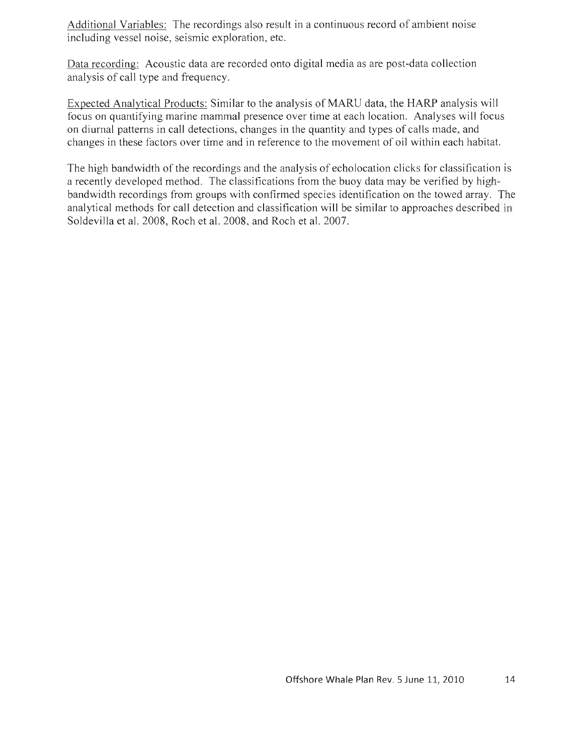<u>Additional Variables:</u> The recordings also result in a continuous record of ambient noise including vessel noise, seismic exploration, etc.

<u>Data recording:</u> Acoustic data are recorded onto digital media as are post-data collection analysis of call type and frequency.

<u>Expected Analytical Products:</u> Similar to the analysis of MARU data, the HARP analysis will focus on quantifying marine mammal presence over time at each location. Analyses will focus on diurnal patterns in call detections, changes in the quantity and types of calls made, and changes in these factors over time and in reference to the movement of oil within each habitat.

The high bandwidth of the recordings and the analysis of echolocation clicks for classification is a recently developed method. The classifications from the buoy data may be verified by high-bandwidth recordings from groups with confirmed species identification on the towed array. The analytical methods for call detection and classification will be similar to approaches described in Soldevilla et al. 2008, Roch et al. 2008, and Roch et al. 2007.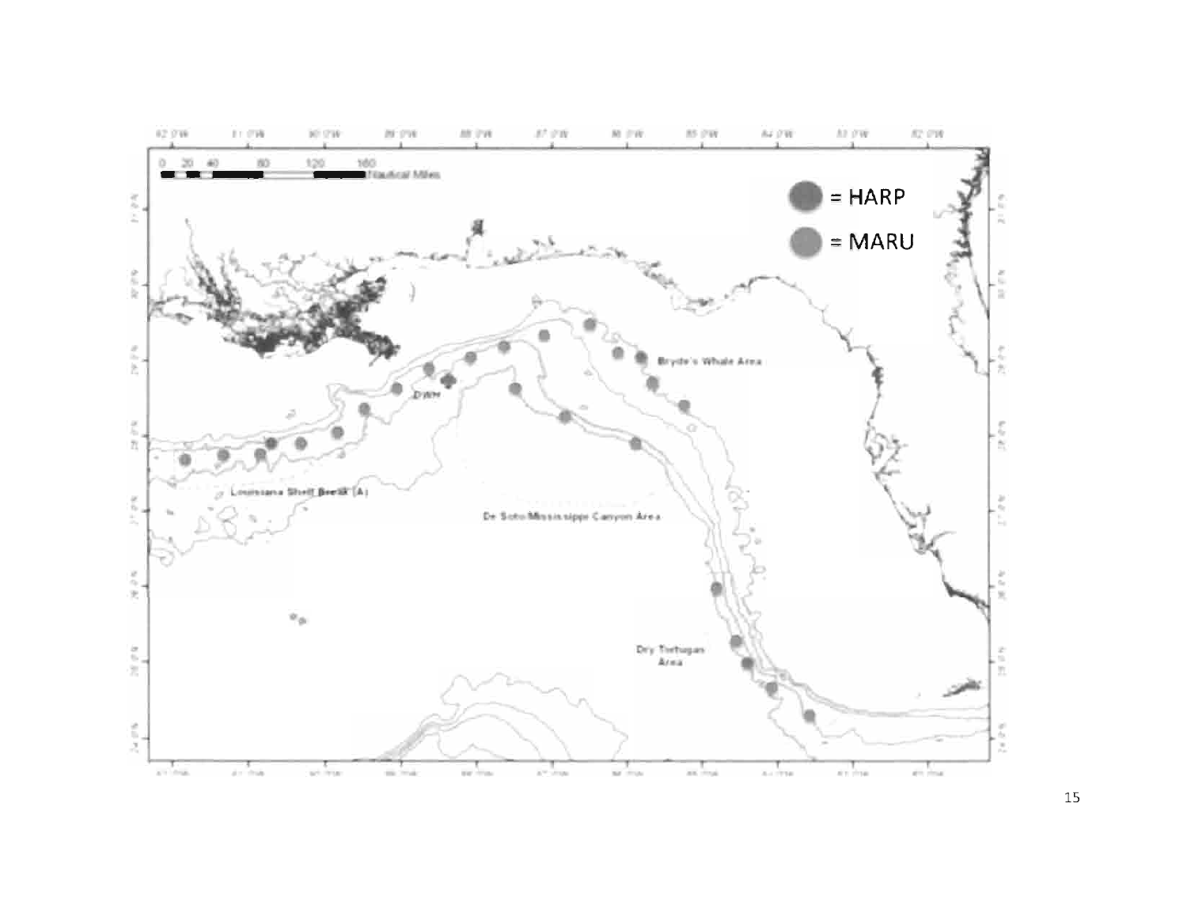= HARP

= MARU

0 20 40 80 120 160 Nautical Miles

Bryde's Whale Area

DWH

Louisiana Shelf Break (A)

De Soto/Mississippi Canyon Area

Dry Tortugas Area